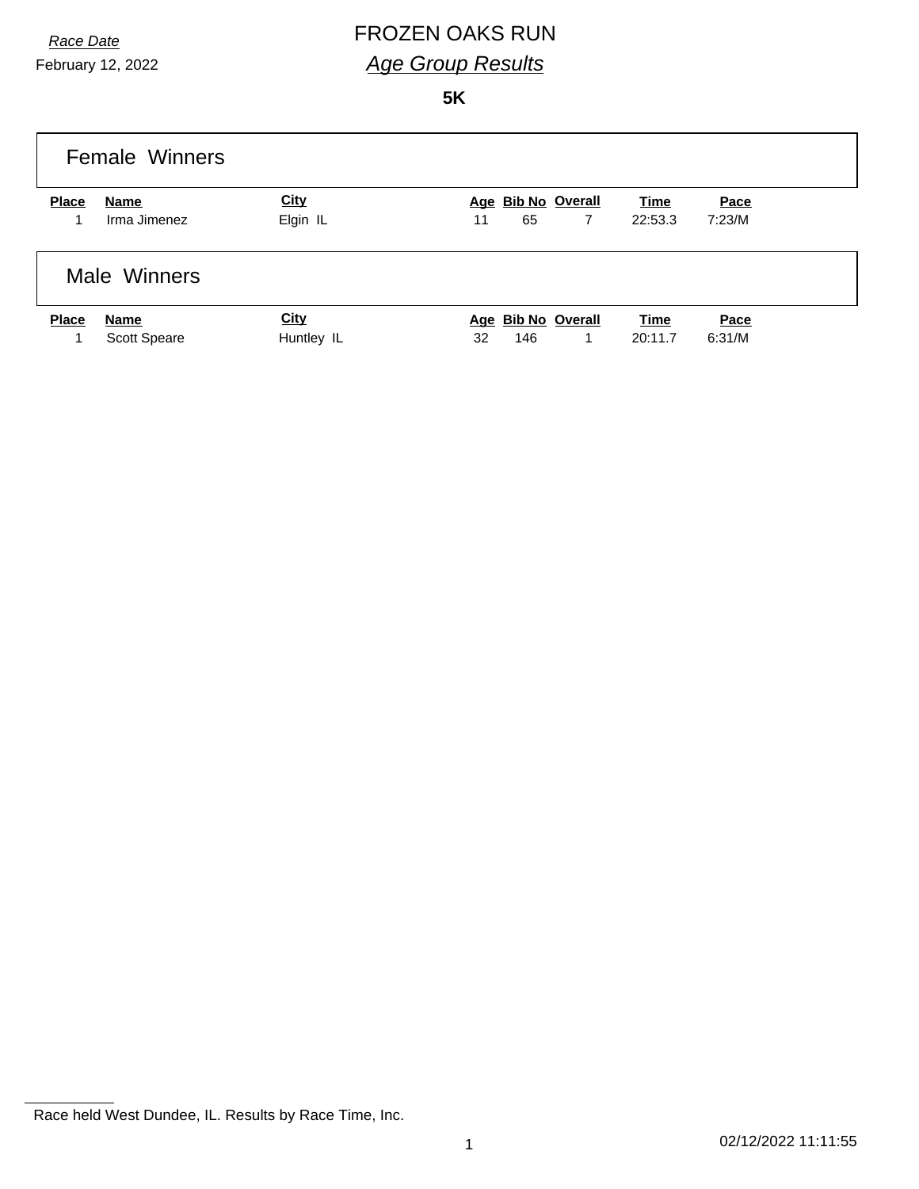*Race Date*

February 12, 2022

# FROZEN OAKS RUN

## *Age Group Results*

**5K**

### Female Winners

| Place | Name | City | Age | Bib No | Overall | Time | Pace |
|---|---|---|---|---|---|---|---|
| 1 | Irma Jimenez | Elgin IL | 11 | 65 | 7 | 22:53.3 | 7:23/M |

### Male Winners

| Place | Name | City | Age | Bib No | Overall | Time | Pace |
|---|---|---|---|---|---|---|---|
| 1 | Scott Speare | Huntley IL | 32 | 146 | 1 | 20:11.7 | 6:31/M |

Race held West Dundee, IL. Results by Race Time, Inc.

02/12/2022 11:11:55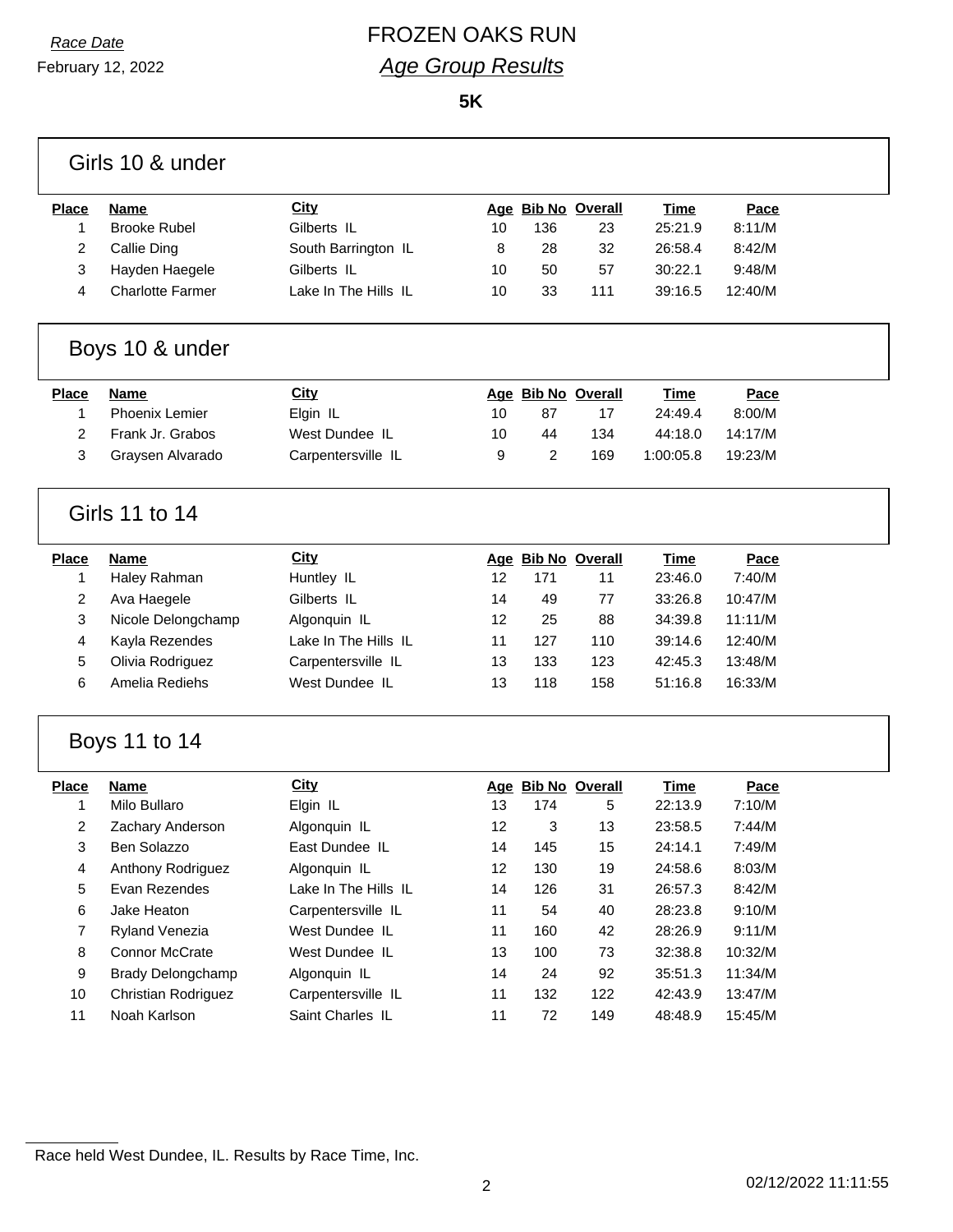*Race Date*

February 12, 2022

# FROZEN OAKS RUN

## *Age Group Results*

**5K**

### Girls 10 & under

| Place | Name | City | Age | Bib No | Overall | Time | Pace |
|---|---|---|---|---|---|---|---|
| 1 | Brooke Rubel | Gilberts IL | 10 | 136 | 23 | 25:21.9 | 8:11/M |
| 2 | Callie Ding | South Barrington IL | 8 | 28 | 32 | 26:58.4 | 8:42/M |
| 3 | Hayden Haegele | Gilberts IL | 10 | 50 | 57 | 30:22.1 | 9:48/M |
| 4 | Charlotte Farmer | Lake In The Hills IL | 10 | 33 | 111 | 39:16.5 | 12:40/M |

### Boys 10 & under

| Place | Name | City | Age | Bib No | Overall | Time | Pace |
|---|---|---|---|---|---|---|---|
| 1 | Phoenix Lemier | Elgin IL | 10 | 87 | 17 | 24:49.4 | 8:00/M |
| 2 | Frank Jr. Grabos | West Dundee IL | 10 | 44 | 134 | 44:18.0 | 14:17/M |
| 3 | Graysen Alvarado | Carpentersville IL | 9 | 2 | 169 | 1:00:05.8 | 19:23/M |

### Girls 11 to 14

| Place | Name | City | Age | Bib No | Overall | Time | Pace |
|---|---|---|---|---|---|---|---|
| 1 | Haley Rahman | Huntley IL | 12 | 171 | 11 | 23:46.0 | 7:40/M |
| 2 | Ava Haegele | Gilberts IL | 14 | 49 | 77 | 33:26.8 | 10:47/M |
| 3 | Nicole Delongchamp | Algonquin IL | 12 | 25 | 88 | 34:39.8 | 11:11/M |
| 4 | Kayla Rezendes | Lake In The Hills IL | 11 | 127 | 110 | 39:14.6 | 12:40/M |
| 5 | Olivia Rodriguez | Carpentersville IL | 13 | 133 | 123 | 42:45.3 | 13:48/M |
| 6 | Amelia Rediehs | West Dundee IL | 13 | 118 | 158 | 51:16.8 | 16:33/M |

### Boys 11 to 14

| Place | Name | City | Age | Bib No | Overall | Time | Pace |
|---|---|---|---|---|---|---|---|
| 1 | Milo Bullaro | Elgin IL | 13 | 174 | 5 | 22:13.9 | 7:10/M |
| 2 | Zachary Anderson | Algonquin IL | 12 | 3 | 13 | 23:58.5 | 7:44/M |
| 3 | Ben Solazzo | East Dundee IL | 14 | 145 | 15 | 24:14.1 | 7:49/M |
| 4 | Anthony Rodriguez | Algonquin IL | 12 | 130 | 19 | 24:58.6 | 8:03/M |
| 5 | Evan Rezendes | Lake In The Hills IL | 14 | 126 | 31 | 26:57.3 | 8:42/M |
| 6 | Jake Heaton | Carpentersville IL | 11 | 54 | 40 | 28:23.8 | 9:10/M |
| 7 | Ryland Venezia | West Dundee IL | 11 | 160 | 42 | 28:26.9 | 9:11/M |
| 8 | Connor McCrate | West Dundee IL | 13 | 100 | 73 | 32:38.8 | 10:32/M |
| 9 | Brady Delongchamp | Algonquin IL | 14 | 24 | 92 | 35:51.3 | 11:34/M |
| 10 | Christian Rodriguez | Carpentersville IL | 11 | 132 | 122 | 42:43.9 | 13:47/M |
| 11 | Noah Karlson | Saint Charles IL | 11 | 72 | 149 | 48:48.9 | 15:45/M |

Race held West Dundee, IL. Results by Race Time, Inc.

02/12/2022 11:11:55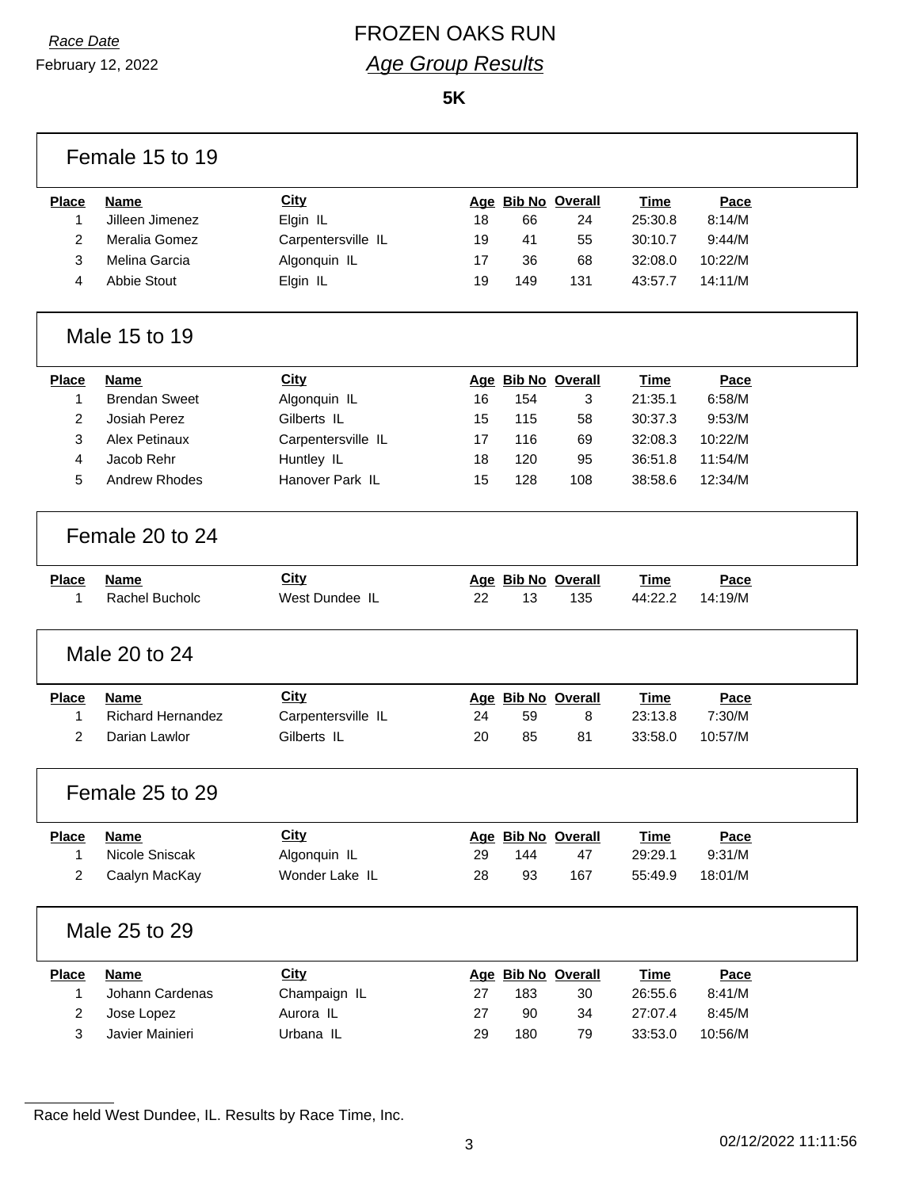*Race Date*

February 12, 2022

# FROZEN OAKS RUN

## *Age Group Results*

**5K**

### Female 15 to 19

| Place | Name | City | Age | Bib No | Overall | Time | Pace |
|---|---|---|---|---|---|---|---|
| 1 | Jilleen Jimenez | Elgin IL | 18 | 66 | 24 | 25:30.8 | 8:14/M |
| 2 | Meralia Gomez | Carpentersville IL | 19 | 41 | 55 | 30:10.7 | 9:44/M |
| 3 | Melina Garcia | Algonquin IL | 17 | 36 | 68 | 32:08.0 | 10:22/M |
| 4 | Abbie Stout | Elgin IL | 19 | 149 | 131 | 43:57.7 | 14:11/M |

### Male 15 to 19

| Place | Name | City | Age | Bib No | Overall | Time | Pace |
|---|---|---|---|---|---|---|---|
| 1 | Brendan Sweet | Algonquin IL | 16 | 154 | 3 | 21:35.1 | 6:58/M |
| 2 | Josiah Perez | Gilberts IL | 15 | 115 | 58 | 30:37.3 | 9:53/M |
| 3 | Alex Petinaux | Carpentersville IL | 17 | 116 | 69 | 32:08.3 | 10:22/M |
| 4 | Jacob Rehr | Huntley IL | 18 | 120 | 95 | 36:51.8 | 11:54/M |
| 5 | Andrew Rhodes | Hanover Park IL | 15 | 128 | 108 | 38:58.6 | 12:34/M |

### Female 20 to 24

| Place | Name | City | Age | Bib No | Overall | Time | Pace |
|---|---|---|---|---|---|---|---|
| 1 | Rachel Bucholc | West Dundee IL | 22 | 13 | 135 | 44:22.2 | 14:19/M |

### Male 20 to 24

| Place | Name | City | Age | Bib No | Overall | Time | Pace |
|---|---|---|---|---|---|---|---|
| 1 | Richard Hernandez | Carpentersville IL | 24 | 59 | 8 | 23:13.8 | 7:30/M |
| 2 | Darian Lawlor | Gilberts IL | 20 | 85 | 81 | 33:58.0 | 10:57/M |

### Female 25 to 29

| Place | Name | City | Age | Bib No | Overall | Time | Pace |
|---|---|---|---|---|---|---|---|
| 1 | Nicole Sniscak | Algonquin IL | 29 | 144 | 47 | 29:29.1 | 9:31/M |
| 2 | Caalyn MacKay | Wonder Lake IL | 28 | 93 | 167 | 55:49.9 | 18:01/M |

### Male 25 to 29

| Place | Name | City | Age | Bib No | Overall | Time | Pace |
|---|---|---|---|---|---|---|---|
| 1 | Johann Cardenas | Champaign IL | 27 | 183 | 30 | 26:55.6 | 8:41/M |
| 2 | Jose Lopez | Aurora IL | 27 | 90 | 34 | 27:07.4 | 8:45/M |
| 3 | Javier Mainieri | Urbana IL | 29 | 180 | 79 | 33:53.0 | 10:56/M |

Race held West Dundee, IL. Results by Race Time, Inc.

02/12/2022 11:11:56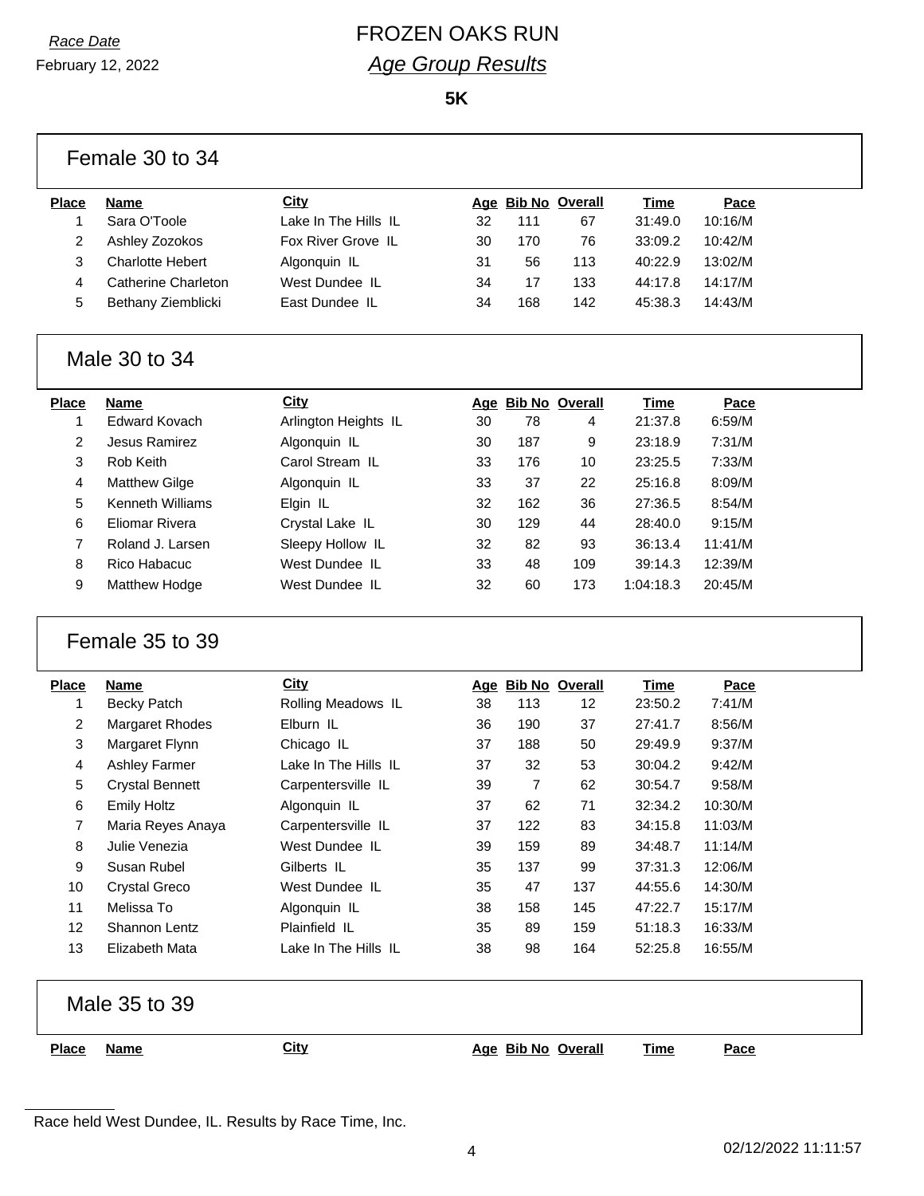*Race Date*
February 12, 2022

# FROZEN OAKS RUN

## *Age Group Results*

**5K**

### Female 30 to 34

| Place | Name | City | Age | Bib No | Overall | Time | Pace |
|---|---|---|---|---|---|---|---|
| 1 | Sara O'Toole | Lake In The Hills IL | 32 | 111 | 67 | 31:49.0 | 10:16/M |
| 2 | Ashley Zozokos | Fox River Grove IL | 30 | 170 | 76 | 33:09.2 | 10:42/M |
| 3 | Charlotte Hebert | Algonquin IL | 31 | 56 | 113 | 40:22.9 | 13:02/M |
| 4 | Catherine Charleton | West Dundee IL | 34 | 17 | 133 | 44:17.8 | 14:17/M |
| 5 | Bethany Ziemblicki | East Dundee IL | 34 | 168 | 142 | 45:38.3 | 14:43/M |

### Male 30 to 34

| Place | Name | City | Age | Bib No | Overall | Time | Pace |
|---|---|---|---|---|---|---|---|
| 1 | Edward Kovach | Arlington Heights IL | 30 | 78 | 4 | 21:37.8 | 6:59/M |
| 2 | Jesus Ramirez | Algonquin IL | 30 | 187 | 9 | 23:18.9 | 7:31/M |
| 3 | Rob Keith | Carol Stream IL | 33 | 176 | 10 | 23:25.5 | 7:33/M |
| 4 | Matthew Gilge | Algonquin IL | 33 | 37 | 22 | 25:16.8 | 8:09/M |
| 5 | Kenneth Williams | Elgin IL | 32 | 162 | 36 | 27:36.5 | 8:54/M |
| 6 | Eliomar Rivera | Crystal Lake IL | 30 | 129 | 44 | 28:40.0 | 9:15/M |
| 7 | Roland J. Larsen | Sleepy Hollow IL | 32 | 82 | 93 | 36:13.4 | 11:41/M |
| 8 | Rico Habacuc | West Dundee IL | 33 | 48 | 109 | 39:14.3 | 12:39/M |
| 9 | Matthew Hodge | West Dundee IL | 32 | 60 | 173 | 1:04:18.3 | 20:45/M |

### Female 35 to 39

| Place | Name | City | Age | Bib No | Overall | Time | Pace |
|---|---|---|---|---|---|---|---|
| 1 | Becky Patch | Rolling Meadows IL | 38 | 113 | 12 | 23:50.2 | 7:41/M |
| 2 | Margaret Rhodes | Elburn IL | 36 | 190 | 37 | 27:41.7 | 8:56/M |
| 3 | Margaret Flynn | Chicago IL | 37 | 188 | 50 | 29:49.9 | 9:37/M |
| 4 | Ashley Farmer | Lake In The Hills IL | 37 | 32 | 53 | 30:04.2 | 9:42/M |
| 5 | Crystal Bennett | Carpentersville IL | 39 | 7 | 62 | 30:54.7 | 9:58/M |
| 6 | Emily Holtz | Algonquin IL | 37 | 62 | 71 | 32:34.2 | 10:30/M |
| 7 | Maria Reyes Anaya | Carpentersville IL | 37 | 122 | 83 | 34:15.8 | 11:03/M |
| 8 | Julie Venezia | West Dundee IL | 39 | 159 | 89 | 34:48.7 | 11:14/M |
| 9 | Susan Rubel | Gilberts IL | 35 | 137 | 99 | 37:31.3 | 12:06/M |
| 10 | Crystal Greco | West Dundee IL | 35 | 47 | 137 | 44:55.6 | 14:30/M |
| 11 | Melissa To | Algonquin IL | 38 | 158 | 145 | 47:22.7 | 15:17/M |
| 12 | Shannon Lentz | Plainfield IL | 35 | 89 | 159 | 51:18.3 | 16:33/M |
| 13 | Elizabeth Mata | Lake In The Hills IL | 38 | 98 | 164 | 52:25.8 | 16:55/M |

### Male 35 to 39

| Place | Name | City | Age | Bib No | Overall | Time | Pace |
|---|---|---|---|---|---|---|---|

Race held West Dundee, IL. Results by Race Time, Inc.

02/12/2022 11:11:57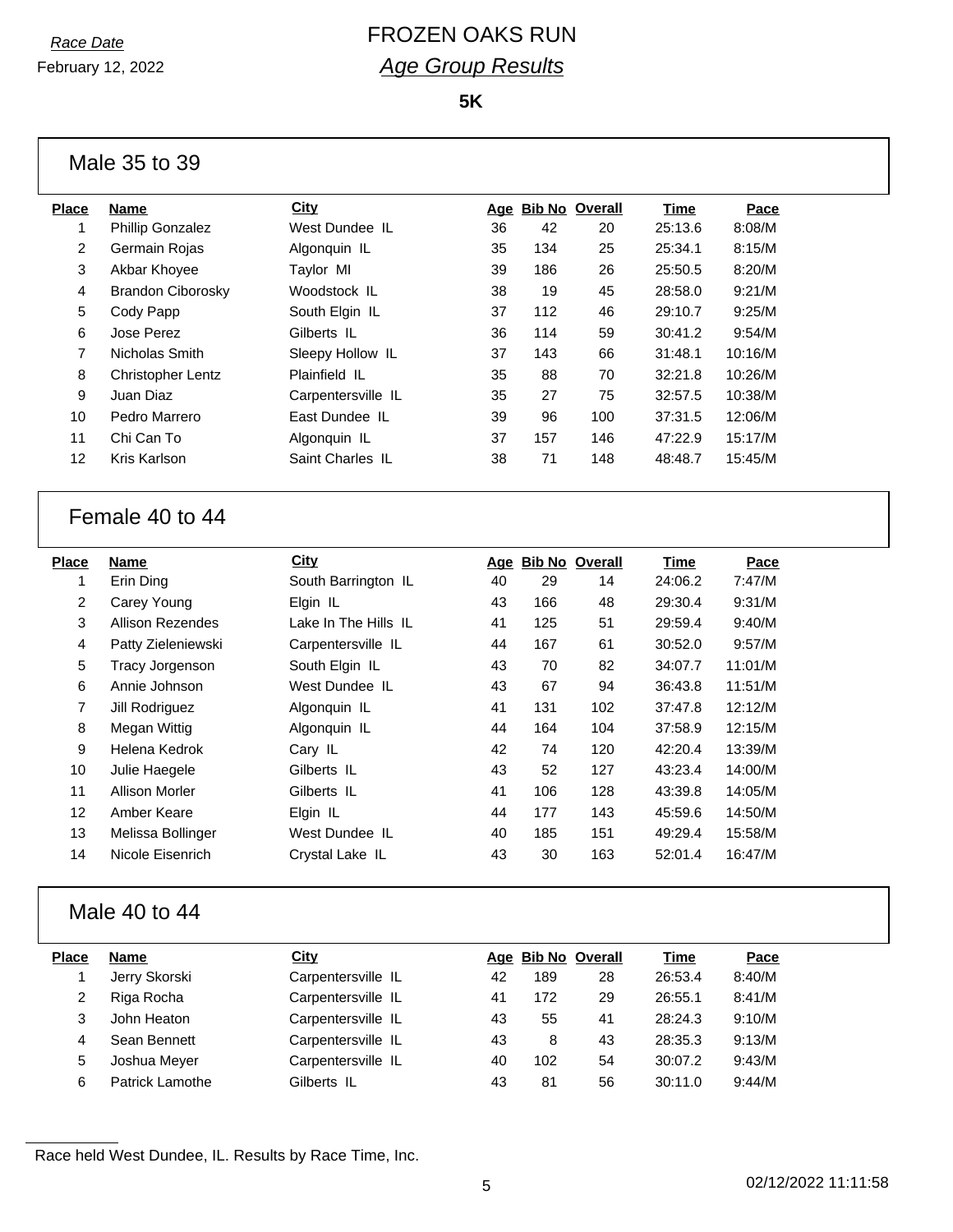*Race Date*
February 12, 2022

# FROZEN OAKS RUN

## *Age Group Results*

**5K**

### Male 35 to 39

| Place | Name | City | Age | Bib No | Overall | Time | Pace |
|---|---|---|---|---|---|---|---|
| 1 | Phillip Gonzalez | West Dundee IL | 36 | 42 | 20 | 25:13.6 | 8:08/M |
| 2 | Germain Rojas | Algonquin IL | 35 | 134 | 25 | 25:34.1 | 8:15/M |
| 3 | Akbar Khoyee | Taylor MI | 39 | 186 | 26 | 25:50.5 | 8:20/M |
| 4 | Brandon Ciborosky | Woodstock IL | 38 | 19 | 45 | 28:58.0 | 9:21/M |
| 5 | Cody Papp | South Elgin IL | 37 | 112 | 46 | 29:10.7 | 9:25/M |
| 6 | Jose Perez | Gilberts IL | 36 | 114 | 59 | 30:41.2 | 9:54/M |
| 7 | Nicholas Smith | Sleepy Hollow IL | 37 | 143 | 66 | 31:48.1 | 10:16/M |
| 8 | Christopher Lentz | Plainfield IL | 35 | 88 | 70 | 32:21.8 | 10:26/M |
| 9 | Juan Diaz | Carpentersville IL | 35 | 27 | 75 | 32:57.5 | 10:38/M |
| 10 | Pedro Marrero | East Dundee IL | 39 | 96 | 100 | 37:31.5 | 12:06/M |
| 11 | Chi Can To | Algonquin IL | 37 | 157 | 146 | 47:22.9 | 15:17/M |
| 12 | Kris Karlson | Saint Charles IL | 38 | 71 | 148 | 48:48.7 | 15:45/M |

### Female 40 to 44

| Place | Name | City | Age | Bib No | Overall | Time | Pace |
|---|---|---|---|---|---|---|---|
| 1 | Erin Ding | South Barrington IL | 40 | 29 | 14 | 24:06.2 | 7:47/M |
| 2 | Carey Young | Elgin IL | 43 | 166 | 48 | 29:30.4 | 9:31/M |
| 3 | Allison Rezendes | Lake In The Hills IL | 41 | 125 | 51 | 29:59.4 | 9:40/M |
| 4 | Patty Zieleniewski | Carpentersville IL | 44 | 167 | 61 | 30:52.0 | 9:57/M |
| 5 | Tracy Jorgenson | South Elgin IL | 43 | 70 | 82 | 34:07.7 | 11:01/M |
| 6 | Annie Johnson | West Dundee IL | 43 | 67 | 94 | 36:43.8 | 11:51/M |
| 7 | Jill Rodriguez | Algonquin IL | 41 | 131 | 102 | 37:47.8 | 12:12/M |
| 8 | Megan Wittig | Algonquin IL | 44 | 164 | 104 | 37:58.9 | 12:15/M |
| 9 | Helena Kedrok | Cary IL | 42 | 74 | 120 | 42:20.4 | 13:39/M |
| 10 | Julie Haegele | Gilberts IL | 43 | 52 | 127 | 43:23.4 | 14:00/M |
| 11 | Allison Morler | Gilberts IL | 41 | 106 | 128 | 43:39.8 | 14:05/M |
| 12 | Amber Keare | Elgin IL | 44 | 177 | 143 | 45:59.6 | 14:50/M |
| 13 | Melissa Bollinger | West Dundee IL | 40 | 185 | 151 | 49:29.4 | 15:58/M |
| 14 | Nicole Eisenrich | Crystal Lake IL | 43 | 30 | 163 | 52:01.4 | 16:47/M |

### Male 40 to 44

| Place | Name | City | Age | Bib No | Overall | Time | Pace |
|---|---|---|---|---|---|---|---|
| 1 | Jerry Skorski | Carpentersville IL | 42 | 189 | 28 | 26:53.4 | 8:40/M |
| 2 | Riga Rocha | Carpentersville IL | 41 | 172 | 29 | 26:55.1 | 8:41/M |
| 3 | John Heaton | Carpentersville IL | 43 | 55 | 41 | 28:24.3 | 9:10/M |
| 4 | Sean Bennett | Carpentersville IL | 43 | 8 | 43 | 28:35.3 | 9:13/M |
| 5 | Joshua Meyer | Carpentersville IL | 40 | 102 | 54 | 30:07.2 | 9:43/M |
| 6 | Patrick Lamothe | Gilberts IL | 43 | 81 | 56 | 30:11.0 | 9:44/M |

Race held West Dundee, IL. Results by Race Time, Inc.

02/12/2022 11:11:58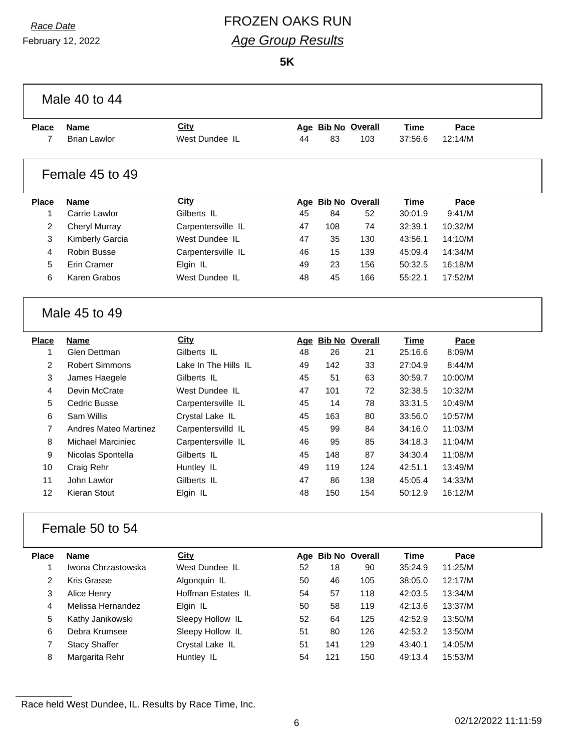*Race Date*
February 12, 2022

# FROZEN OAKS RUN

## *Age Group Results*

**5K**

### Male 40 to 44

| Place | Name | City | Age | Bib No | Overall | Time | Pace |
|---|---|---|---|---|---|---|---|
| 7 | Brian Lawlor | West Dundee IL | 44 | 83 | 103 | 37:56.6 | 12:14/M |

### Female 45 to 49

| Place | Name | City | Age | Bib No | Overall | Time | Pace |
|---|---|---|---|---|---|---|---|
| 1 | Carrie Lawlor | Gilberts IL | 45 | 84 | 52 | 30:01.9 | 9:41/M |
| 2 | Cheryl Murray | Carpentersville IL | 47 | 108 | 74 | 32:39.1 | 10:32/M |
| 3 | Kimberly Garcia | West Dundee IL | 47 | 35 | 130 | 43:56.1 | 14:10/M |
| 4 | Robin Busse | Carpentersville IL | 46 | 15 | 139 | 45:09.4 | 14:34/M |
| 5 | Erin Cramer | Elgin IL | 49 | 23 | 156 | 50:32.5 | 16:18/M |
| 6 | Karen Grabos | West Dundee IL | 48 | 45 | 166 | 55:22.1 | 17:52/M |

### Male 45 to 49

| Place | Name | City | Age | Bib No | Overall | Time | Pace |
|---|---|---|---|---|---|---|---|
| 1 | Glen Dettman | Gilberts IL | 48 | 26 | 21 | 25:16.6 | 8:09/M |
| 2 | Robert Simmons | Lake In The Hills IL | 49 | 142 | 33 | 27:04.9 | 8:44/M |
| 3 | James Haegele | Gilberts IL | 45 | 51 | 63 | 30:59.7 | 10:00/M |
| 4 | Devin McCrate | West Dundee IL | 47 | 101 | 72 | 32:38.5 | 10:32/M |
| 5 | Cedric Busse | Carpentersville IL | 45 | 14 | 78 | 33:31.5 | 10:49/M |
| 6 | Sam Willis | Crystal Lake IL | 45 | 163 | 80 | 33:56.0 | 10:57/M |
| 7 | Andres Mateo Martinez | Carpentersvilld IL | 45 | 99 | 84 | 34:16.0 | 11:03/M |
| 8 | Michael Marciniec | Carpentersville IL | 46 | 95 | 85 | 34:18.3 | 11:04/M |
| 9 | Nicolas Spontella | Gilberts IL | 45 | 148 | 87 | 34:30.4 | 11:08/M |
| 10 | Craig Rehr | Huntley IL | 49 | 119 | 124 | 42:51.1 | 13:49/M |
| 11 | John Lawlor | Gilberts IL | 47 | 86 | 138 | 45:05.4 | 14:33/M |
| 12 | Kieran Stout | Elgin IL | 48 | 150 | 154 | 50:12.9 | 16:12/M |

### Female 50 to 54

| Place | Name | City | Age | Bib No | Overall | Time | Pace |
|---|---|---|---|---|---|---|---|
| 1 | Iwona Chrzastowska | West Dundee IL | 52 | 18 | 90 | 35:24.9 | 11:25/M |
| 2 | Kris Grasse | Algonquin IL | 50 | 46 | 105 | 38:05.0 | 12:17/M |
| 3 | Alice Henry | Hoffman Estates IL | 54 | 57 | 118 | 42:03.5 | 13:34/M |
| 4 | Melissa Hernandez | Elgin IL | 50 | 58 | 119 | 42:13.6 | 13:37/M |
| 5 | Kathy Janikowski | Sleepy Hollow IL | 52 | 64 | 125 | 42:52.9 | 13:50/M |
| 6 | Debra Krumsee | Sleepy Hollow IL | 51 | 80 | 126 | 42:53.2 | 13:50/M |
| 7 | Stacy Shaffer | Crystal Lake IL | 51 | 141 | 129 | 43:40.1 | 14:05/M |
| 8 | Margarita Rehr | Huntley IL | 54 | 121 | 150 | 49:13.4 | 15:53/M |

Race held West Dundee, IL. Results by Race Time, Inc.

02/12/2022 11:11:59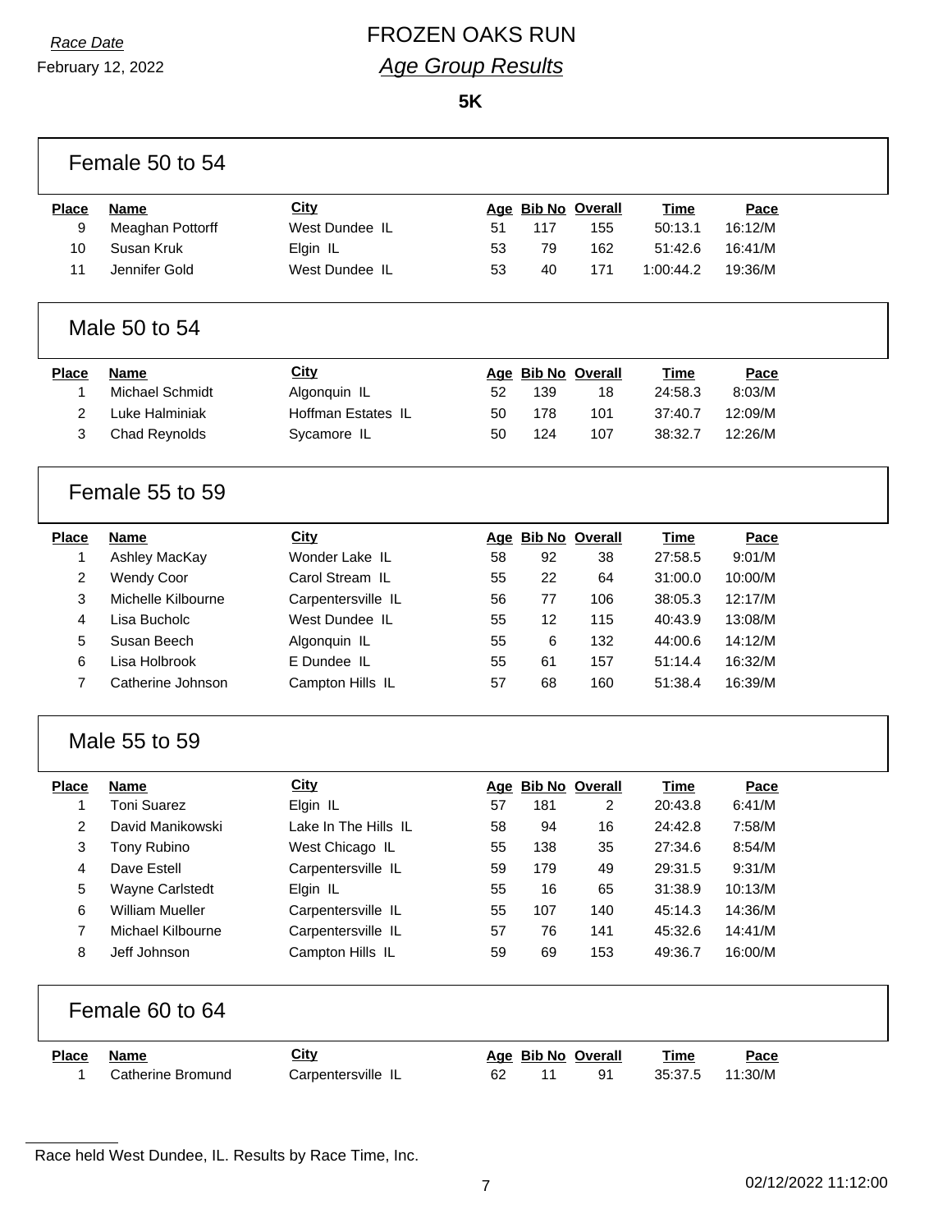Race Date

February 12, 2022

# FROZEN OAKS RUN

## *Age Group Results*

**5K**

### Female 50 to 54

| Place | Name | City | Age | Bib No | Overall | Time | Pace |
|---|---|---|---|---|---|---|---|
| 9 | Meaghan Pottorff | West Dundee IL | 51 | 117 | 155 | 50:13.1 | 16:12/M |
| 10 | Susan Kruk | Elgin IL | 53 | 79 | 162 | 51:42.6 | 16:41/M |
| 11 | Jennifer Gold | West Dundee IL | 53 | 40 | 171 | 1:00:44.2 | 19:36/M |

### Male 50 to 54

| Place | Name | City | Age | Bib No | Overall | Time | Pace |
|---|---|---|---|---|---|---|---|
| 1 | Michael Schmidt | Algonquin IL | 52 | 139 | 18 | 24:58.3 | 8:03/M |
| 2 | Luke Halminiak | Hoffman Estates IL | 50 | 178 | 101 | 37:40.7 | 12:09/M |
| 3 | Chad Reynolds | Sycamore IL | 50 | 124 | 107 | 38:32.7 | 12:26/M |

### Female 55 to 59

| Place | Name | City | Age | Bib No | Overall | Time | Pace |
|---|---|---|---|---|---|---|---|
| 1 | Ashley MacKay | Wonder Lake IL | 58 | 92 | 38 | 27:58.5 | 9:01/M |
| 2 | Wendy Coor | Carol Stream IL | 55 | 22 | 64 | 31:00.0 | 10:00/M |
| 3 | Michelle Kilbourne | Carpentersville IL | 56 | 77 | 106 | 38:05.3 | 12:17/M |
| 4 | Lisa Bucholc | West Dundee IL | 55 | 12 | 115 | 40:43.9 | 13:08/M |
| 5 | Susan Beech | Algonquin IL | 55 | 6 | 132 | 44:00.6 | 14:12/M |
| 6 | Lisa Holbrook | E Dundee IL | 55 | 61 | 157 | 51:14.4 | 16:32/M |
| 7 | Catherine Johnson | Campton Hills IL | 57 | 68 | 160 | 51:38.4 | 16:39/M |

### Male 55 to 59

| Place | Name | City | Age | Bib No | Overall | Time | Pace |
|---|---|---|---|---|---|---|---|
| 1 | Toni Suarez | Elgin IL | 57 | 181 | 2 | 20:43.8 | 6:41/M |
| 2 | David Manikowski | Lake In The Hills IL | 58 | 94 | 16 | 24:42.8 | 7:58/M |
| 3 | Tony Rubino | West Chicago IL | 55 | 138 | 35 | 27:34.6 | 8:54/M |
| 4 | Dave Estell | Carpentersville IL | 59 | 179 | 49 | 29:31.5 | 9:31/M |
| 5 | Wayne Carlstedt | Elgin IL | 55 | 16 | 65 | 31:38.9 | 10:13/M |
| 6 | William Mueller | Carpentersville IL | 55 | 107 | 140 | 45:14.3 | 14:36/M |
| 7 | Michael Kilbourne | Carpentersville IL | 57 | 76 | 141 | 45:32.6 | 14:41/M |
| 8 | Jeff Johnson | Campton Hills IL | 59 | 69 | 153 | 49:36.7 | 16:00/M |

### Female 60 to 64

| Place | Name | City | Age | Bib No | Overall | Time | Pace |
|---|---|---|---|---|---|---|---|
| 1 | Catherine Bromund | Carpentersville IL | 62 | 11 | 91 | 35:37.5 | 11:30/M |

Race held West Dundee, IL. Results by Race Time, Inc.

02/12/2022 11:12:00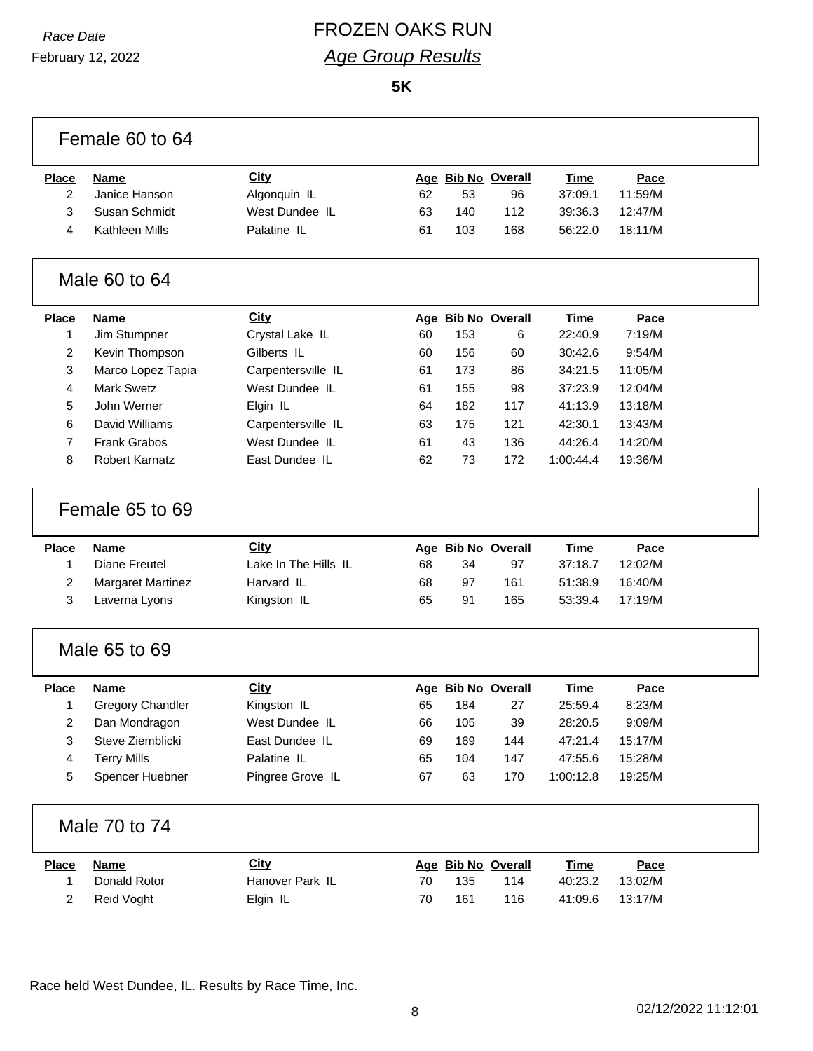*Race Date*

February 12, 2022

# FROZEN OAKS RUN

## *Age Group Results*

**5K**

### Female 60 to 64

| Place | Name | City | Age | Bib No | Overall | Time | Pace |
|---|---|---|---|---|---|---|---|
| 2 | Janice Hanson | Algonquin IL | 62 | 53 | 96 | 37:09.1 | 11:59/M |
| 3 | Susan Schmidt | West Dundee IL | 63 | 140 | 112 | 39:36.3 | 12:47/M |
| 4 | Kathleen Mills | Palatine IL | 61 | 103 | 168 | 56:22.0 | 18:11/M |

### Male 60 to 64

| Place | Name | City | Age | Bib No | Overall | Time | Pace |
|---|---|---|---|---|---|---|---|
| 1 | Jim Stumpner | Crystal Lake IL | 60 | 153 | 6 | 22:40.9 | 7:19/M |
| 2 | Kevin Thompson | Gilberts IL | 60 | 156 | 60 | 30:42.6 | 9:54/M |
| 3 | Marco Lopez Tapia | Carpentersville IL | 61 | 173 | 86 | 34:21.5 | 11:05/M |
| 4 | Mark Swetz | West Dundee IL | 61 | 155 | 98 | 37:23.9 | 12:04/M |
| 5 | John Werner | Elgin IL | 64 | 182 | 117 | 41:13.9 | 13:18/M |
| 6 | David Williams | Carpentersville IL | 63 | 175 | 121 | 42:30.1 | 13:43/M |
| 7 | Frank Grabos | West Dundee IL | 61 | 43 | 136 | 44:26.4 | 14:20/M |
| 8 | Robert Karnatz | East Dundee IL | 62 | 73 | 172 | 1:00:44.4 | 19:36/M |

### Female 65 to 69

| Place | Name | City | Age | Bib No | Overall | Time | Pace |
|---|---|---|---|---|---|---|---|
| 1 | Diane Freutel | Lake In The Hills IL | 68 | 34 | 97 | 37:18.7 | 12:02/M |
| 2 | Margaret Martinez | Harvard IL | 68 | 97 | 161 | 51:38.9 | 16:40/M |
| 3 | Laverna Lyons | Kingston IL | 65 | 91 | 165 | 53:39.4 | 17:19/M |

### Male 65 to 69

| Place | Name | City | Age | Bib No | Overall | Time | Pace |
|---|---|---|---|---|---|---|---|
| 1 | Gregory Chandler | Kingston IL | 65 | 184 | 27 | 25:59.4 | 8:23/M |
| 2 | Dan Mondragon | West Dundee IL | 66 | 105 | 39 | 28:20.5 | 9:09/M |
| 3 | Steve Ziemblicki | East Dundee IL | 69 | 169 | 144 | 47:21.4 | 15:17/M |
| 4 | Terry Mills | Palatine IL | 65 | 104 | 147 | 47:55.6 | 15:28/M |
| 5 | Spencer Huebner | Pingree Grove IL | 67 | 63 | 170 | 1:00:12.8 | 19:25/M |

### Male 70 to 74

| Place | Name | City | Age | Bib No | Overall | Time | Pace |
|---|---|---|---|---|---|---|---|
| 1 | Donald Rotor | Hanover Park IL | 70 | 135 | 114 | 40:23.2 | 13:02/M |
| 2 | Reid Voght | Elgin IL | 70 | 161 | 116 | 41:09.6 | 13:17/M |

Race held West Dundee, IL. Results by Race Time, Inc.

02/12/2022 11:12:01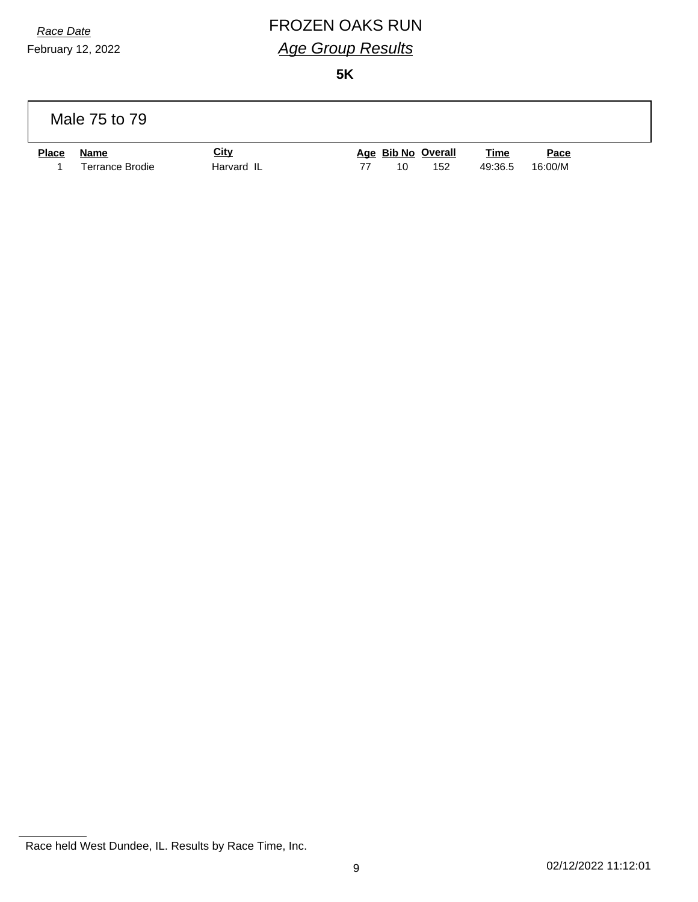*Race Date*

February 12, 2022

# FROZEN OAKS RUN

## *Age Group Results*

**5K**

### Male 75 to 79

| Place | Name | City | Age | Bib No | Overall | Time | Pace |
|---|---|---|---|---|---|---|---|
| 1 | Terrance Brodie | Harvard IL | 77 | 10 | 152 | 49:36.5 | 16:00/M |

Race held West Dundee, IL. Results by Race Time, Inc.

02/12/2022 11:12:01